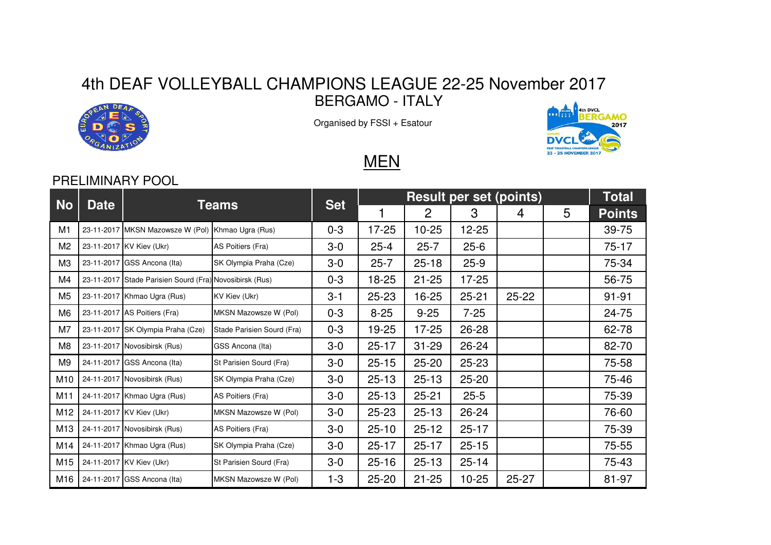# 4th DEAF VOLLEYBALL CHAMPIONS LEAGUE 22-25 November 2017

## BERGAMO - ITALY

Organised by FSSI + Esatour

## MEN

### PRELIMINARY POOL

| No | Date | Teams | | Set | Result per set (points) | | | | | Total |
|---|---|---|---|---|---|---|---|---|---|---|
| | | | | | 1 | 2 | 3 | 4 | 5 | Points |
| M1 | 23-11-2017 | MKSN Mazowsze W (Pol) | Khmao Ugra (Rus) | 0-3 | 17-25 | 10-25 | 12-25 | | | 39-75 |
| M2 | 23-11-2017 | KV Kiev (Ukr) | AS Poitiers (Fra) | 3-0 | 25-4 | 25-7 | 25-6 | | | 75-17 |
| M3 | 23-11-2017 | GSS Ancona (Ita) | SK Olympia Praha (Cze) | 3-0 | 25-7 | 25-18 | 25-9 | | | 75-34 |
| M4 | 23-11-2017 | Stade Parisien Sourd (Fra) | Novosibirsk (Rus) | 0-3 | 18-25 | 21-25 | 17-25 | | | 56-75 |
| M5 | 23-11-2017 | Khmao Ugra (Rus) | KV Kiev (Ukr) | 3-1 | 25-23 | 16-25 | 25-21 | 25-22 | | 91-91 |
| M6 | 23-11-2017 | AS Poitiers (Fra) | MKSN Mazowsze W (Pol) | 0-3 | 8-25 | 9-25 | 7-25 | | | 24-75 |
| M7 | 23-11-2017 | SK Olympia Praha (Cze) | Stade Parisien Sourd (Fra) | 0-3 | 19-25 | 17-25 | 26-28 | | | 62-78 |
| M8 | 23-11-2017 | Novosibirsk (Rus) | GSS Ancona (Ita) | 3-0 | 25-17 | 31-29 | 26-24 | | | 82-70 |
| M9 | 24-11-2017 | GSS Ancona (Ita) | St Parisien Sourd (Fra) | 3-0 | 25-15 | 25-20 | 25-23 | | | 75-58 |
| M10 | 24-11-2017 | Novosibirsk (Rus) | SK Olympia Praha (Cze) | 3-0 | 25-13 | 25-13 | 25-20 | | | 75-46 |
| M11 | 24-11-2017 | Khmao Ugra (Rus) | AS Poitiers (Fra) | 3-0 | 25-13 | 25-21 | 25-5 | | | 75-39 |
| M12 | 24-11-2017 | KV Kiev (Ukr) | MKSN Mazowsze W (Pol) | 3-0 | 25-23 | 25-13 | 26-24 | | | 76-60 |
| M13 | 24-11-2017 | Novosibirsk (Rus) | AS Poitiers (Fra) | 3-0 | 25-10 | 25-12 | 25-17 | | | 75-39 |
| M14 | 24-11-2017 | Khmao Ugra (Rus) | SK Olympia Praha (Cze) | 3-0 | 25-17 | 25-17 | 25-15 | | | 75-55 |
| M15 | 24-11-2017 | KV Kiev (Ukr) | St Parisien Sourd (Fra) | 3-0 | 25-16 | 25-13 | 25-14 | | | 75-43 |
| M16 | 24-11-2017 | GSS Ancona (Ita) | MKSN Mazowsze W (Pol) | 1-3 | 25-20 | 21-25 | 10-25 | 25-27 | | 81-97 |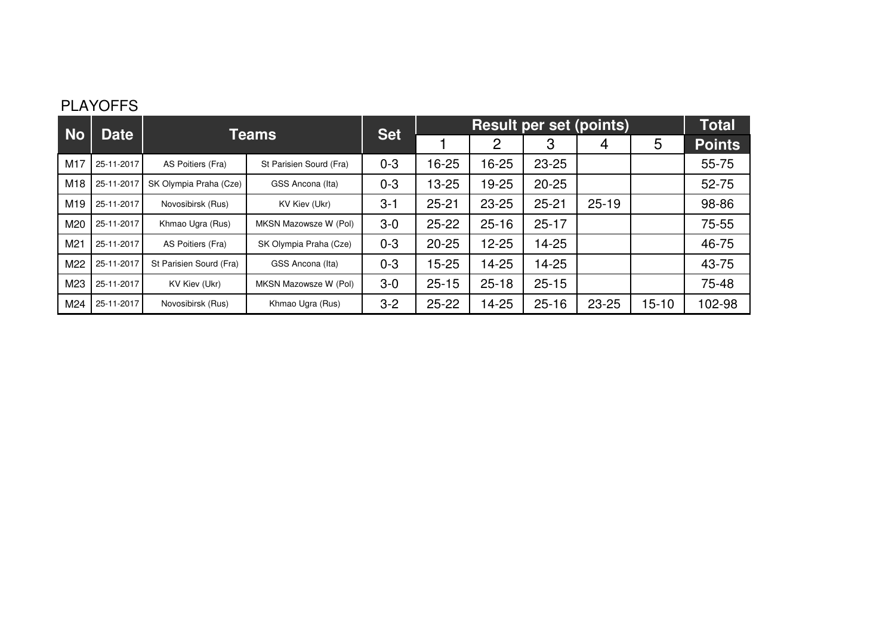PLAYOFFS

| No | Date | Teams | | Set | Result per set (points) | | | | | Total |
|---|---|---|---|---|---|---|---|---|---|---|
| | | | | | 1 | 2 | 3 | 4 | 5 | Points |
| M17 | 25-11-2017 | AS Poitiers (Fra) | St Parisien Sourd (Fra) | 0-3 | 16-25 | 16-25 | 23-25 | | | 55-75 |
| M18 | 25-11-2017 | SK Olympia Praha (Cze) | GSS Ancona (Ita) | 0-3 | 13-25 | 19-25 | 20-25 | | | 52-75 |
| M19 | 25-11-2017 | Novosibirsk (Rus) | KV Kiev (Ukr) | 3-1 | 25-21 | 23-25 | 25-21 | 25-19 | | 98-86 |
| M20 | 25-11-2017 | Khmao Ugra (Rus) | MKSN Mazowsze W (Pol) | 3-0 | 25-22 | 25-16 | 25-17 | | | 75-55 |
| M21 | 25-11-2017 | AS Poitiers (Fra) | SK Olympia Praha (Cze) | 0-3 | 20-25 | 12-25 | 14-25 | | | 46-75 |
| M22 | 25-11-2017 | St Parisien Sourd (Fra) | GSS Ancona (Ita) | 0-3 | 15-25 | 14-25 | 14-25 | | | 43-75 |
| M23 | 25-11-2017 | KV Kiev (Ukr) | MKSN Mazowsze W (Pol) | 3-0 | 25-15 | 25-18 | 25-15 | | | 75-48 |
| M24 | 25-11-2017 | Novosibirsk (Rus) | Khmao Ugra (Rus) | 3-2 | 25-22 | 14-25 | 25-16 | 23-25 | 15-10 | 102-98 |